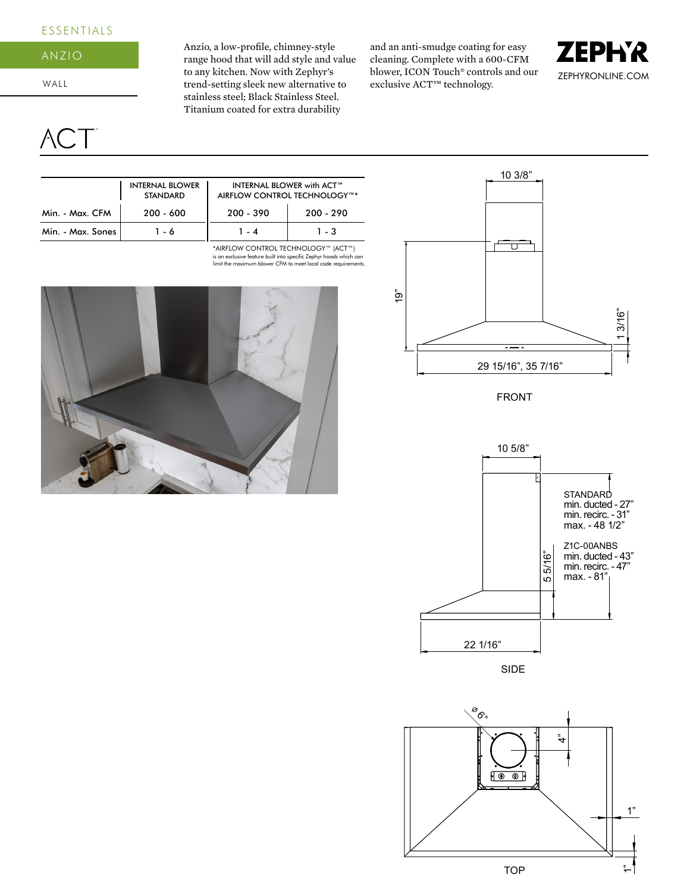ESSENTIALS

ANZIO

WALL

Anzio, a low-profile, chimney-style range hood that will add style and value to any kitchen. Now with Zephyr's trend-setting sleek new alternative to stainless steel; Black Stainless Steel. Titanium coated for extra durability and an anti-smudge coating for easy cleaning. Complete with a 600-CFM blower, ICON Touch® controls and our exclusive ACT™ technology.

ZEPHYR

ZEPHYRONLINE.COM

# ACT™

| | INTERNAL BLOWER STANDARD | INTERNAL BLOWER with ACT™ AIRFLOW CONTROL TECHNOLOGY™* | |
|---|---|---|---|
| Min. - Max. CFM | 200 - 600 | 200 - 390 | 200 - 290 |
| Min. - Max. Sones | 1 - 6 | 1 - 4 | 1 - 3 |

*AIRFLOW CONTROL TECHNOLOGY™ (ACT™) is an exclusive feature built into specific Zephyr hoods which can limit the maximum blower CFM to meet local code requirements.

10 3/8”

19”

1 3/16”

29 15/16”, 35 7/16”

FRONT

10 5/8”

STANDARD
min. ducted - 27”
min. recirc. - 31”
max. - 48 1/2”

Z1C-00ANBS
min. ducted - 43”
min. recirc. - 47”
max. - 81”

5 5/16”

22 1/16”

SIDE

Ø 6”

4”

1”

1”

TOP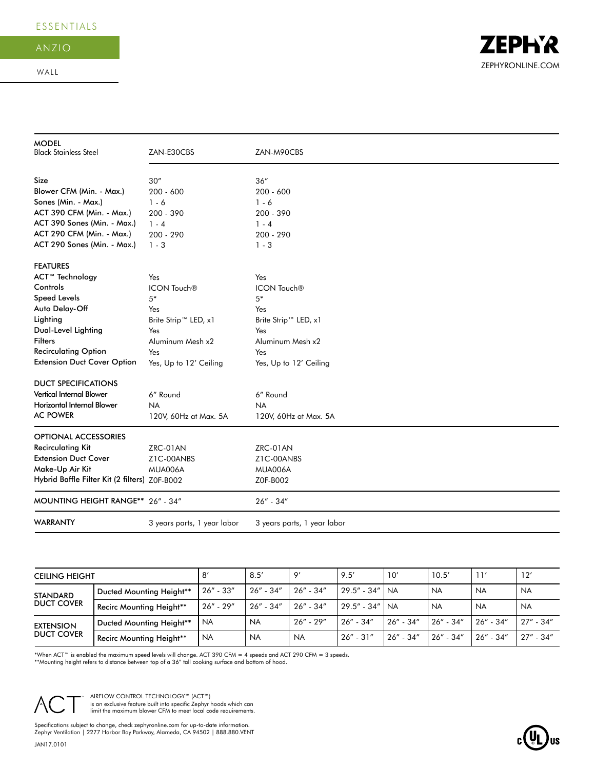ESSENTIALS

ANZIO

WALL

ZEPHYR
ZEPHYRONLINE.COM

| MODEL | | |
|---|---|---|
| Black Stainless Steel | ZAN-E30CBS | ZAN-M90CBS |
| Size | 30" | 36" |
| Blower CFM (Min. - Max.) | 200 - 600 | 200 - 600 |
| Sones (Min. - Max.) | 1 - 6 | 1 - 6 |
| ACT 390 CFM (Min. - Max.) | 200 - 390 | 200 - 390 |
| ACT 390 Sones (Min. - Max.) | 1 - 4 | 1 - 4 |
| ACT 290 CFM (Min. - Max.) | 200 - 290 | 200 - 290 |
| ACT 290 Sones (Min. - Max.) | 1 - 3 | 1 - 3 |
| **FEATURES** | | |
| ACT™ Technology | Yes | Yes |
| Controls | ICON Touch® | ICON Touch® |
| Speed Levels | 5* | 5* |
| Auto Delay-Off | Yes | Yes |
| Lighting | Brite Strip™ LED, x1 | Brite Strip™ LED, x1 |
| Dual-Level Lighting | Yes | Yes |
| Filters | Aluminum Mesh x2 | Aluminum Mesh x2 |
| Recirculating Option | Yes | Yes |
| Extension Duct Cover Option | Yes, Up to 12' Ceiling | Yes, Up to 12' Ceiling |
| **DUCT SPECIFICATIONS** | | |
| Vertical Internal Blower | 6" Round | 6" Round |
| Horizontal Internal Blower | NA | NA |
| AC POWER | 120V, 60Hz at Max. 5A | 120V, 60Hz at Max. 5A |
| **OPTIONAL ACCESSORIES** | | |
| Recirculating Kit | ZRC-01AN | ZRC-01AN |
| Extension Duct Cover | Z1C-00ANBS | Z1C-00ANBS |
| Make-Up Air Kit | MUA006A | MUA006A |
| Hybrid Baffle Filter Kit (2 filters) | Z0F-B002 | Z0F-B002 |
| **MOUNTING HEIGHT RANGE**** | 26" - 34" | 26" - 34" |
| **WARRANTY** | 3 years parts, 1 year labor | 3 years parts, 1 year labor |

| CEILING HEIGHT | | 8' | 8.5' | 9' | 9.5' | 10' | 10.5' | 11' | 12' |
|---|---|---|---|---|---|---|---|---|---|
| STANDARD DUCT COVER | Ducted Mounting Height** | 26" - 33" | 26" - 34" | 26" - 34" | 29.5" - 34" | NA | NA | NA | NA |
| | Recirc Mounting Height** | 26" - 29" | 26" - 34" | 26" - 34" | 29.5" - 34" | NA | NA | NA | NA |
| EXTENSION DUCT COVER | Ducted Mounting Height** | NA | NA | 26" - 29" | 26" - 34" | 26" - 34" | 26" - 34" | 26" - 34" | 27" - 34" |
| | Recirc Mounting Height** | NA | NA | NA | 26" - 31" | 26" - 34" | 26" - 34" | 26" - 34" | 27" - 34" |

*When ACT™ is enabled the maximum speed levels will change. ACT 390 CFM = 4 speeds and ACT 290 CFM = 3 speeds.
**Mounting height refers to distance between top of a 36" tall cooking surface and bottom of hood.

ACT™ AIRFLOW CONTROL TECHNOLOGY™ (ACT™) is an exclusive feature built into specific Zephyr hoods which can limit the maximum blower CFM to meet local code requirements.

Specifications subject to change, check zephyronline.com for up-to-date information.
Zephyr Ventilation | 2277 Harbor Bay Parkway, Alameda, CA 94502 | 888.880.VENT

JAN17.0101